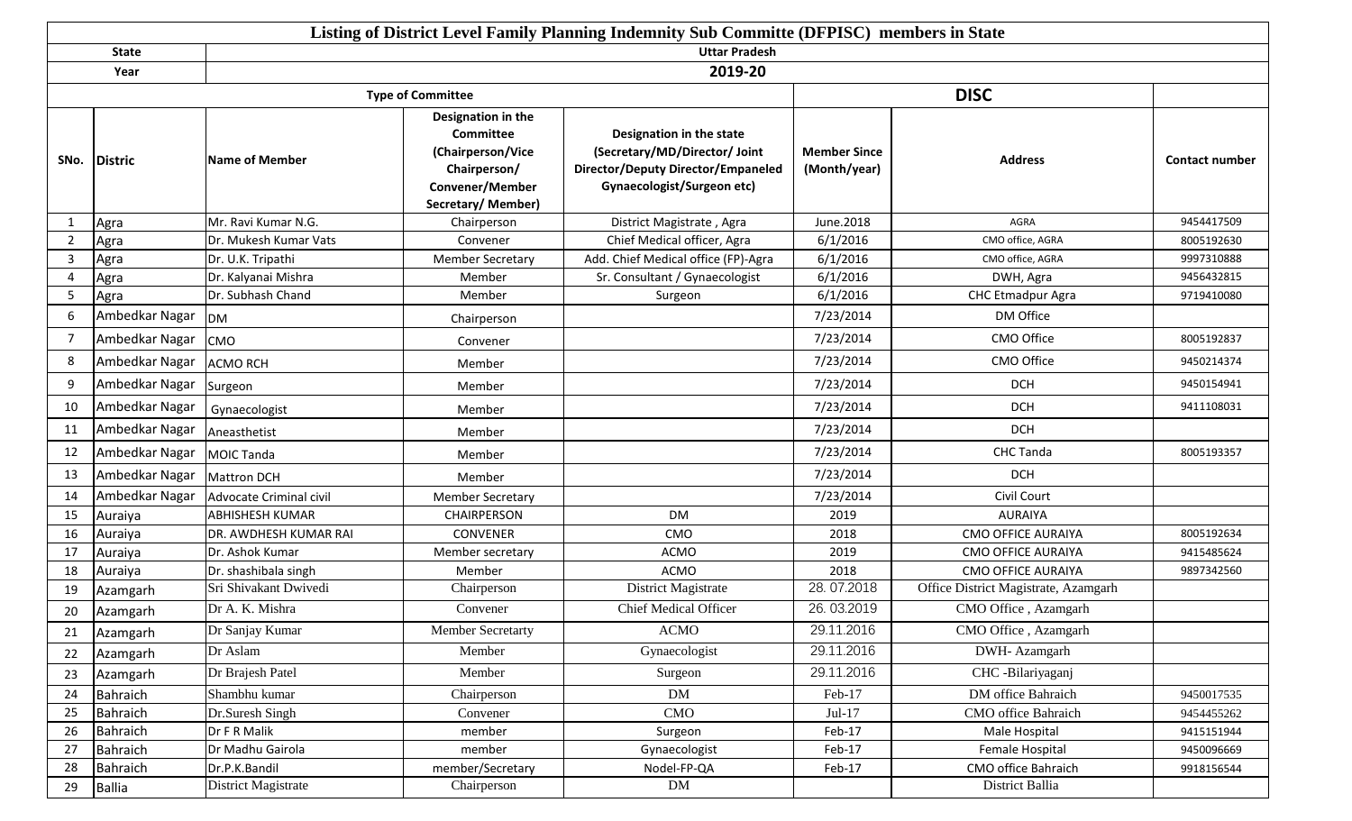# Listing of District Level Family Planning Indemnity Sub Committe (DFPISC) members in State

| State | Uttar Pradesh | | | | | |
|---|---|---|---|---|---|---|
| **Year** | **2019-20** | | | | | |
| **Type of Committee** | | | | **DISC** | | |

| SNo. | Distric | Name of Member | Designation in the Committee (Chairperson/Vice Chairperson/ Convener/Member Secretary/ Member) | Designation in the state (Secretary/MD/Director/ Joint Director/Deputy Director/Empaneled Gynaecologist/Surgeon etc) | Member Since (Month/year) | Address | Contact number |
|---|---|---|---|---|---|---|---|
| 1 | Agra | Mr. Ravi Kumar N.G. | Chairperson | District Magistrate , Agra | June.2018 | AGRA | 9454417509 |
| 2 | Agra | Dr. Mukesh Kumar Vats | Convener | Chief Medical officer, Agra | 6/1/2016 | CMO office, AGRA | 8005192630 |
| 3 | Agra | Dr. U.K. Tripathi | Member Secretary | Add. Chief Medical office (FP)-Agra | 6/1/2016 | CMO office, AGRA | 9997310888 |
| 4 | Agra | Dr. Kalyanai Mishra | Member | Sr. Consultant / Gynaecologist | 6/1/2016 | DWH, Agra | 9456432815 |
| 5 | Agra | Dr. Subhash Chand | Member | Surgeon | 6/1/2016 | CHC Etmadpur Agra | 9719410080 |
| 6 | Ambedkar Nagar | DM | Chairperson | | 7/23/2014 | DM Office | |
| 7 | Ambedkar Nagar | CMO | Convener | | 7/23/2014 | CMO Office | 8005192837 |
| 8 | Ambedkar Nagar | ACMO RCH | Member | | 7/23/2014 | CMO Office | 9450214374 |
| 9 | Ambedkar Nagar | Surgeon | Member | | 7/23/2014 | DCH | 9450154941 |
| 10 | Ambedkar Nagar | Gynaecologist | Member | | 7/23/2014 | DCH | 9411108031 |
| 11 | Ambedkar Nagar | Aneasthetist | Member | | 7/23/2014 | DCH | |
| 12 | Ambedkar Nagar | MOIC Tanda | Member | | 7/23/2014 | CHC Tanda | 8005193357 |
| 13 | Ambedkar Nagar | Mattron DCH | Member | | 7/23/2014 | DCH | |
| 14 | Ambedkar Nagar | Advocate Criminal civil | Member Secretary | | 7/23/2014 | Civil Court | |
| 15 | Auraiya | ABHISHESH KUMAR | CHAIRPERSON | DM | 2019 | AURAIYA | |
| 16 | Auraiya | DR. AWDHESH KUMAR RAI | CONVENER | CMO | 2018 | CMO OFFICE AURAIYA | 8005192634 |
| 17 | Auraiya | Dr. Ashok Kumar | Member secretary | ACMO | 2019 | CMO OFFICE AURAIYA | 9415485624 |
| 18 | Auraiya | Dr. shashibala singh | Member | ACMO | 2018 | CMO OFFICE AURAIYA | 9897342560 |
| 19 | Azamgarh | Sri Shivakant Dwivedi | Chairperson | District Magistrate | 28. 07.2018 | Office District Magistrate, Azamgarh | |
| 20 | Azamgarh | Dr A. K. Mishra | Convener | Chief Medical Officer | 26. 03.2019 | CMO Office , Azamgarh | |
| 21 | Azamgarh | Dr Sanjay Kumar | Member Secretarty | ACMO | 29.11.2016 | CMO Office , Azamgarh | |
| 22 | Azamgarh | Dr Aslam | Member | Gynaecologist | 29.11.2016 | DWH- Azamgarh | |
| 23 | Azamgarh | Dr Brajesh Patel | Member | Surgeon | 29.11.2016 | CHC -Bilariyaganj | |
| 24 | Bahraich | Shambhu kumar | Chairperson | DM | Feb-17 | DM office Bahraich | 9450017535 |
| 25 | Bahraich | Dr.Suresh Singh | Convener | CMO | Jul-17 | CMO office Bahraich | 9454455262 |
| 26 | Bahraich | Dr F R Malik | member | Surgeon | Feb-17 | Male Hospital | 9415151944 |
| 27 | Bahraich | Dr Madhu Gairola | member | Gynaecologist | Feb-17 | Female Hospital | 9450096669 |
| 28 | Bahraich | Dr.P.K.Bandil | member/Secretary | Nodel-FP-QA | Feb-17 | CMO office Bahraich | 9918156544 |
| 29 | Ballia | District Magistrate | Chairperson | DM | | District Ballia | |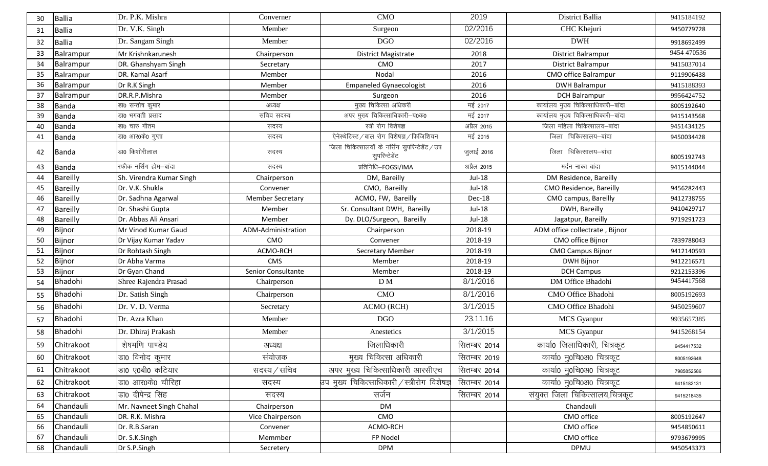| 30 | Ballia | Dr. P.K. Mishra | Converner | CMO | 2019 | District Ballia | 9415184192 |
|---|---|---|---|---|---|---|---|
| 31 | Ballia | Dr. V.K. Singh | Member | Surgeon | 02/2016 | CHC Khejuri | 9450779728 |
| 32 | Ballia | Dr. Sangam Singh | Member | DGO | 02/2016 | DWH | 9918692499 |
| 33 | Balrampur | Mr Krishnkarunesh | Chairperson | District Magistrate | 2018 | District Balrampur | 9454 470536 |
| 34 | Balrampur | DR. Ghanshyam Singh | Secretary | CMO | 2017 | District Balrampur | 9415037014 |
| 35 | Balrampur | DR. Kamal Asarf | Member | Nodal | 2016 | CMO office Balrampur | 9119906438 |
| 36 | Balrampur | Dr R.K Singh | Member | Empaneled Gynaecologist | 2016 | DWH Balrampur | 9415188393 |
| 37 | Balrampur | DR.R.P.Mishra | Member | Surgeon | 2016 | DCH Balrampur | 9956424752 |
| 38 | Banda | डा० सन्तोष कुमार | अध्यक्ष | मुख्य चिकित्सा अधिकारी | मई 2017 | कार्यालय मुख्य चिकित्साधिकारी–बांदा | 8005192640 |
| 39 | Banda | डा० भगवती प्रसाद | सचिव सदस्य | अपर मुख्य चिकित्साधिकारी–प०क० | मई 2017 | कार्यालय मुख्य चिकित्साधिकारी–बांदा | 9415143568 |
| 40 | Banda | डा० चारु गौतम | सदस्य | स्त्री रोग विशेषज्ञ | अप्रैल 2015 | जिला महिला चिकित्सालय–बांदा | 9451434125 |
| 41 | Banda | डा० आर०के० गुप्ता | सदस्य | ऐनेस्थेटिस्ट / बाल रोग विशेषज्ञ / फिजिशियन | मई 2015 | जिला चिकित्सालय–बांदा | 9450034428 |
| 42 | Banda | डा० किशोरीलाल | सदस्य | जिला चिकित्सालयों के नर्सिंग सुपरिन्टेडेंट / उप सुपरिन्टेडेंट | जुलाई 2016 | जिला चिकित्सालय–बांदा | 8005192743 |
| 43 | Banda | रफीक नर्सिंग होम–बांदा | सदस्य | प्रतिनिधि–FOGSI/IMA | अप्रैल 2015 | मर्दन नाका बांदा | 9415144044 |
| 44 | Bareilly | Sh. Virendra Kumar Singh | Chairperson | DM, Bareilly | Jul-18 | DM Residence, Bareilly | |
| 45 | Bareilly | Dr. V.K. Shukla | Convener | CMO, Bareilly | Jul-18 | CMO Residence, Bareilly | 9456282443 |
| 46 | Bareilly | Dr. Sadhna Agarwal | Member Secretary | ACMO, FW, Bareilly | Dec-18 | CMO campus, Bareilly | 9412738755 |
| 47 | Bareilly | Dr. Shashi Gupta | Member | Sr. Consultant DWH, Bareilly | Jul-18 | DWH, Bareilly | 9410429717 |
| 48 | Bareilly | Dr. Abbas Ali Ansari | Member | Dy. DLO/Surgeon, Bareilly | Jul-18 | Jagatpur, Bareilly | 9719291723 |
| 49 | Bijnor | Mr Vinod Kumar Gaud | ADM-Administration | Chairperson | 2018-19 | ADM office collectrate , Bijnor | |
| 50 | Bijnor | Dr Vijay Kumar Yadav | CMO | Convener | 2018-19 | CMO office Bijnor | 7839788043 |
| 51 | Bijnor | Dr Rohtash Singh | ACMO-RCH | Secretary Member | 2018-19 | CMO Campus Bijnor | 9412140593 |
| 52 | Bijnor | Dr Abha Varma | CMS | Member | 2018-19 | DWH Bijnor | 9412216571 |
| 53 | Bijnor | Dr Gyan Chand | Senior Consultante | Member | 2018-19 | DCH Campus | 9212153396 |
| 54 | Bhadohi | Shree Rajendra Prasad | Chairperson | D M | 8/1/2016 | DM Office Bhadohi | 9454417568 |
| 55 | Bhadohi | Dr. Satish Singh | Chairperson | CMO | 8/1/2016 | CMO Office Bhadohi | 8005192693 |
| 56 | Bhadohi | Dr. V. D. Verma | Secretary | ACMO (RCH) | 3/1/2015 | CMO Office Bhadohi | 9450259607 |
| 57 | Bhadohi | Dr. Azra Khan | Member | DGO | 23.11.16 | MCS Gyanpur | 9935657385 |
| 58 | Bhadohi | Dr. Dhiraj Prakash | Member | Anestetics | 3/1/2015 | MCS Gyanpur | 9415268154 |
| 59 | Chitrakoot | शेषमणि पाण्डेय | अध्यक्ष | जिलाधिकारी | सितम्बर 2014 | कार्या० जिलाधिकारी, चित्रकूट | 9454417532 |
| 60 | Chitrakoot | डा० विनोद कुमार | संयोजक | मुख्य चिकित्सा अधिकारी | सितम्बर 2019 | कार्या० मु०चि०अ० चित्रकूट | 8005192648 |
| 61 | Chitrakoot | डा० ए०बी० कटियार | सदस्य / सचिव | अपर मुख्य चिकित्साधिकारी आरसीएच | सितम्बर 2014 | कार्या० मु०चि०अ० चित्रकूट | 7985852586 |
| 62 | Chitrakoot | डा० आर०के० चौरिहा | सदस्य | उप मुख्य चिकित्साधिकारी / स्त्रीरोग विशेषज्ञ | सितम्बर 2014 | कार्या० मु०चि०अ० चित्रकूट | 9415182131 |
| 63 | Chitrakoot | डा० दीपेन्द्र सिंह | सदस्य | सर्जन | सितम्बर 2014 | संयुक्त जिला चिकित्सालय,चित्रकूट | 9415218435 |
| 64 | Chandauli | Mr. Navneet Singh Chahal | Chairperson | DM | | Chandauli | |
| 65 | Chandauli | DR. R.K. Mishra | Vice Chairperson | CMO | | CMO office | 8005192647 |
| 66 | Chandauli | Dr. R.B.Saran | Convener | ACMO-RCH | | CMO office | 9454850611 |
| 67 | Chandauli | Dr. S.K.Singh | Memmber | FP Nodel | | CMO office | 9793679995 |
| 68 | Chandauli | Dr S.P.Singh | Secretery | DPM | | DPMU | 9450543373 |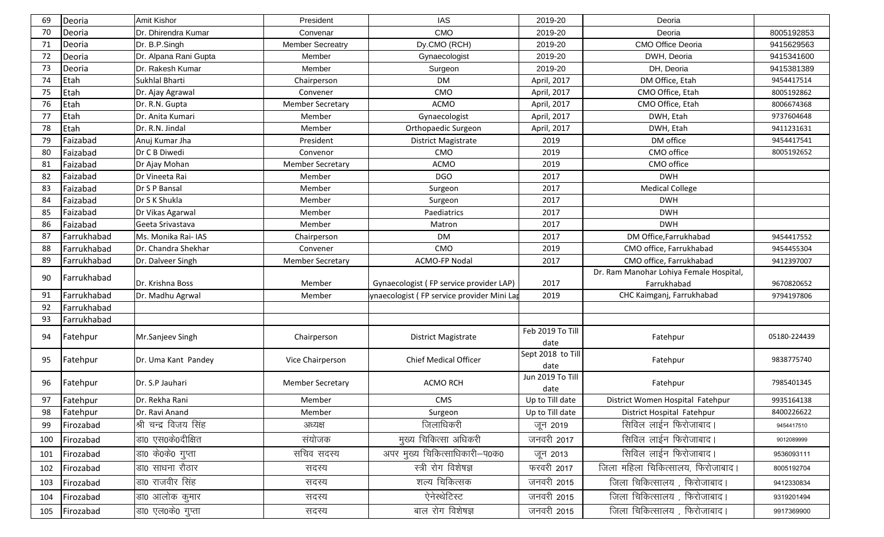| 69 | Deoria | Amit Kishor | President | IAS | 2019-20 | Deoria | |
|---|---|---|---|---|---|---|---|
| 70 | Deoria | Dr. Dhirendra Kumar | Convenar | CMO | 2019-20 | Deoria | 8005192853 |
| 71 | Deoria | Dr. B.P.Singh | Member Secreatry | Dy.CMO (RCH) | 2019-20 | CMO Office Deoria | 9415629563 |
| 72 | Deoria | Dr. Alpana Rani Gupta | Member | Gynaecologist | 2019-20 | DWH, Deoria | 9415341600 |
| 73 | Deoria | Dr. Rakesh Kumar | Member | Surgeon | 2019-20 | DH, Deoria | 9415381389 |
| 74 | Etah | Sukhlal Bharti | Chairperson | DM | April, 2017 | DM Office, Etah | 9454417514 |
| 75 | Etah | Dr. Ajay Agrawal | Convener | CMO | April, 2017 | CMO Office, Etah | 8005192862 |
| 76 | Etah | Dr. R.N. Gupta | Member Secretary | ACMO | April, 2017 | CMO Office, Etah | 8006674368 |
| 77 | Etah | Dr. Anita Kumari | Member | Gynaecologist | April, 2017 | DWH, Etah | 9737604648 |
| 78 | Etah | Dr. R.N. Jindal | Member | Orthopaedic Surgeon | April, 2017 | DWH, Etah | 9411231631 |
| 79 | Faizabad | Anuj Kumar Jha | President | District Magistrate | 2019 | DM office | 9454417541 |
| 80 | Faizabad | Dr C B Diwedi | Convenor | CMO | 2019 | CMO office | 8005192652 |
| 81 | Faizabad | Dr Ajay Mohan | Member Secretary | ACMO | 2019 | CMO office | |
| 82 | Faizabad | Dr Vineeta Rai | Member | DGO | 2017 | DWH | |
| 83 | Faizabad | Dr S P Bansal | Member | Surgeon | 2017 | Medical College | |
| 84 | Faizabad | Dr S K Shukla | Member | Surgeon | 2017 | DWH | |
| 85 | Faizabad | Dr Vikas Agarwal | Member | Paediatrics | 2017 | DWH | |
| 86 | Faizabad | Geeta Srivastava | Member | Matron | 2017 | DWH | |
| 87 | Farrukhabad | Ms. Monika Rai- IAS | Chairperson | DM | 2017 | DM Office,Farrukhabad | 9454417552 |
| 88 | Farrukhabad | Dr. Chandra Shekhar | Convener | CMO | 2019 | CMO office, Farrukhabad | 9454455304 |
| 89 | Farrukhabad | Dr. Dalveer Singh | Member Secretary | ACMO-FP Nodal | 2017 | CMO office, Farrukhabad | 9412397007 |
| 90 | Farrukhabad | Dr. Krishna Boss | Member | Gynaecologist ( FP service provider LAP) | 2017 | Dr. Ram Manohar Lohiya Female Hospital, Farrukhabad | 9670820652 |
| 91 | Farrukhabad | Dr. Madhu Agrwal | Member | ynaecologist ( FP service provider Mini Lap | 2019 | CHC Kaimganj, Farrukhabad | 9794197806 |
| 92 | Farrukhabad | | | | | | |
| 93 | Farrukhabad | | | | | | |
| 94 | Fatehpur | Mr.Sanjeev Singh | Chairperson | District Magistrate | Feb 2019 To Till date | Fatehpur | 05180-224439 |
| 95 | Fatehpur | Dr. Uma Kant Pandey | Vice Chairperson | Chief Medical Officer | Sept 2018 to Till date | Fatehpur | 9838775740 |
| 96 | Fatehpur | Dr. S.P Jauhari | Member Secretary | ACMO RCH | Jun 2019 To Till date | Fatehpur | 7985401345 |
| 97 | Fatehpur | Dr. Rekha Rani | Member | CMS | Up to Till date | District Women Hospital Fatehpur | 9935164138 |
| 98 | Fatehpur | Dr. Ravi Anand | Member | Surgeon | Up to Till date | District Hospital Fatehpur | 8400226622 |
| 99 | Firozabad | श्री चन्द्र विजय सिंह | अध्यक्ष | जिलाधिकरी | जून 2019 | सिविल लाईन फिरोजाबाद। | 9454417510 |
| 100 | Firozabad | डा0 एस0के0दीक्षित | संयोजक | मुख्य चिकित्सा अधिकरी | जनवरी 2017 | सिविल लाईन फिरोजाबाद। | 9012089999 |
| 101 | Firozabad | डा0 के0के0 गुप्ता | सचिव सदस्य | अपर मुख्य चिकित्साधिकारी–प0क0 | जून 2013 | सिविल लाईन फिरोजाबाद। | 9536093111 |
| 102 | Firozabad | डा0 साधना रौठार | सदस्य | स्त्री रोग विशेषज्ञ | फरवरी 2017 | जिला महिला चिकित्सालय, फिरोजाबाद। | 8005192704 |
| 103 | Firozabad | डा0 राजवीर सिंह | सदस्य | शल्य चिकित्सक | जनवरी 2015 | जिला चिकित्सालय , फिरोजाबाद। | 9412330834 |
| 104 | Firozabad | डा0 आलोक कुमार | सदस्य | ऐनेस्थेटिस्ट | जनवरी 2015 | जिला चिकित्सालय , फिरोजाबाद। | 9319201494 |
| 105 | Firozabad | डा0 एल0के0 गुप्ता | सदस्य | बाल रोग विशेषज्ञ | जनवरी 2015 | जिला चिकित्सालय , फिरोजाबाद। | 9917369900 |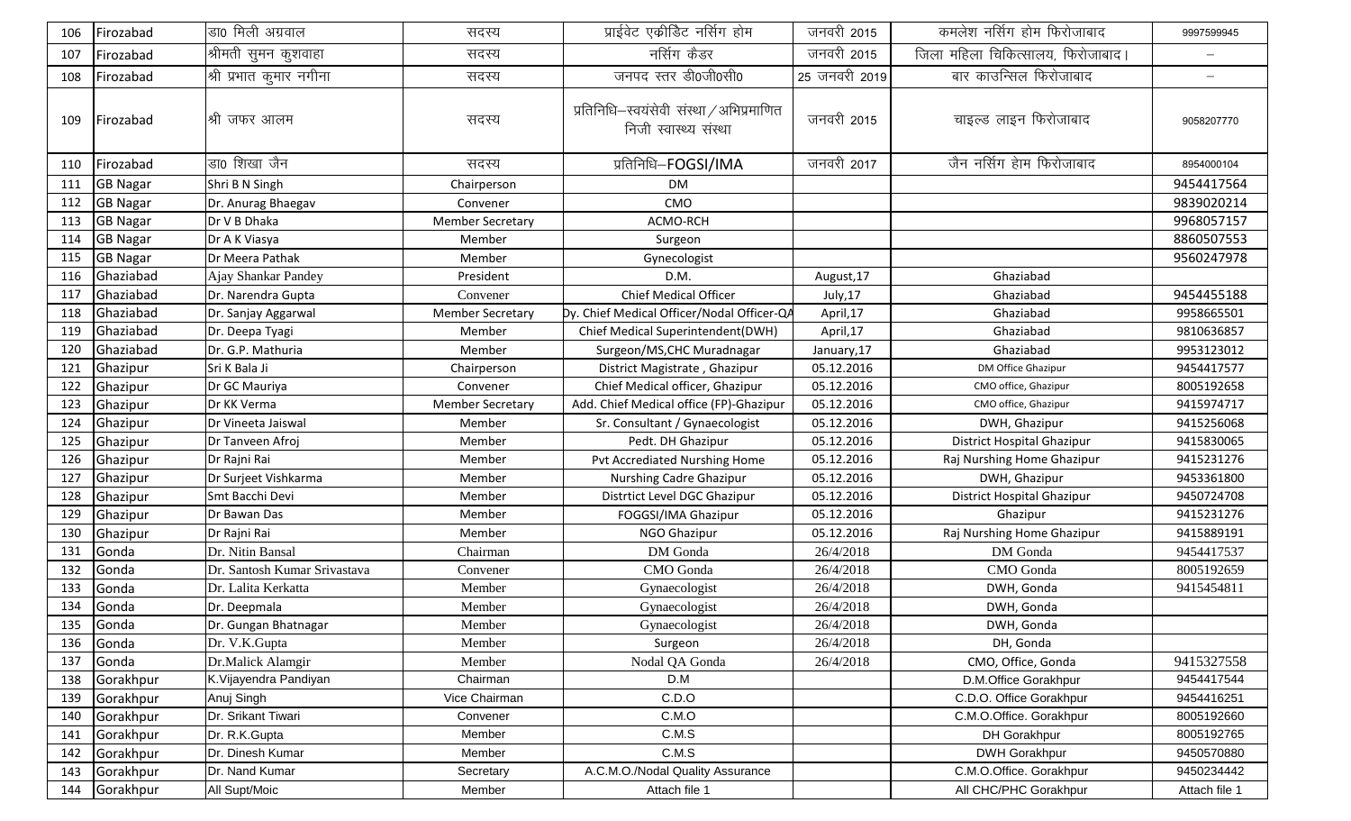| 106 | Firozabad | डा0 मिली अग्रवाल | सदस्य | प्राईवेट एक्रीडिट नर्सिंग होम | जनवरी 2015 | कमलेश नर्सिंग होम फिरोजाबाद | 9997599945 |
|---|---|---|---|---|---|---|---|
| 107 | Firozabad | श्रीमती सुमन कुशवाहा | सदस्य | नर्सिंग कैडर | जनवरी 2015 | जिला महिला चिकित्सालय, फिरोजाबाद। | – |
| 108 | Firozabad | श्री प्रभात कुमार नगीना | सदस्य | जनपद स्तर डी0जी0सी0 | 25 जनवरी 2019 | बार काउन्सिल फिरोजाबाद | – |
| 109 | Firozabad | श्री जफर आलम | सदस्य | प्रतिनिधि–स्वयंसेवी संस्था/अभिप्रमाणित निजी स्वास्थ्य संस्था | जनवरी 2015 | चाइल्ड लाइन फिरोजाबाद | 9058207770 |
| 110 | Firozabad | डा0 शिखा जैन | सदस्य | प्रतिनिधि–FOGSI/IMA | जनवरी 2017 | जैन नर्सिंग होम फिरोजाबाद | 8954000104 |
| 111 | GB Nagar | Shri B N Singh | Chairperson | DM | | | 9454417564 |
| 112 | GB Nagar | Dr. Anurag Bhaegav | Convener | CMO | | | 9839020214 |
| 113 | GB Nagar | Dr V B Dhaka | Member Secretary | ACMO-RCH | | | 9968057157 |
| 114 | GB Nagar | Dr A K Viasya | Member | Surgeon | | | 8860507553 |
| 115 | GB Nagar | Dr Meera Pathak | Member | Gynecologist | | | 9560247978 |
| 116 | Ghaziabad | Ajay Shankar Pandey | President | D.M. | August,17 | Ghaziabad | |
| 117 | Ghaziabad | Dr. Narendra Gupta | Convener | Chief Medical Officer | July,17 | Ghaziabad | 9454455188 |
| 118 | Ghaziabad | Dr. Sanjay Aggarwal | Member Secretary | Dy. Chief Medical Officer/Nodal Officer-QA | April,17 | Ghaziabad | 9958665501 |
| 119 | Ghaziabad | Dr. Deepa Tyagi | Member | Chief Medical Superintendent(DWH) | April,17 | Ghaziabad | 9810636857 |
| 120 | Ghaziabad | Dr. G.P. Mathuria | Member | Surgeon/MS,CHC Muradnagar | January,17 | Ghaziabad | 9953123012 |
| 121 | Ghazipur | Sri K Bala Ji | Chairperson | District Magistrate , Ghazipur | 05.12.2016 | DM Office Ghazipur | 9454417577 |
| 122 | Ghazipur | Dr GC Mauriya | Convener | Chief Medical officer, Ghazipur | 05.12.2016 | CMO office, Ghazipur | 8005192658 |
| 123 | Ghazipur | Dr KK Verma | Member Secretary | Add. Chief Medical office (FP)-Ghazipur | 05.12.2016 | CMO office, Ghazipur | 9415974717 |
| 124 | Ghazipur | Dr Vineeta Jaiswal | Member | Sr. Consultant / Gynaecologist | 05.12.2016 | DWH, Ghazipur | 9415256068 |
| 125 | Ghazipur | Dr Tanveen Afroj | Member | Pedt. DH Ghazipur | 05.12.2016 | District Hospital Ghazipur | 9415830065 |
| 126 | Ghazipur | Dr Rajni Rai | Member | Pvt Accrediated Nurshing Home | 05.12.2016 | Raj Nurshing Home Ghazipur | 9415231276 |
| 127 | Ghazipur | Dr Surjeet Vishkarma | Member | Nurshing Cadre Ghazipur | 05.12.2016 | DWH, Ghazipur | 9453361800 |
| 128 | Ghazipur | Smt Bacchi Devi | Member | Distrtict Level DGC Ghazipur | 05.12.2016 | District Hospital Ghazipur | 9450724708 |
| 129 | Ghazipur | Dr Bawan Das | Member | FOGGSI/IMA Ghazipur | 05.12.2016 | Ghazipur | 9415231276 |
| 130 | Ghazipur | Dr Rajni Rai | Member | NGO Ghazipur | 05.12.2016 | Raj Nurshing Home Ghazipur | 9415889191 |
| 131 | Gonda | Dr. Nitin Bansal | Chairman | DM Gonda | 26/4/2018 | DM Gonda | 9454417537 |
| 132 | Gonda | Dr. Santosh Kumar Srivastava | Convener | CMO Gonda | 26/4/2018 | CMO Gonda | 8005192659 |
| 133 | Gonda | Dr. Lalita Kerkatta | Member | Gynaecologist | 26/4/2018 | DWH, Gonda | 9415454811 |
| 134 | Gonda | Dr. Deepmala | Member | Gynaecologist | 26/4/2018 | DWH, Gonda | |
| 135 | Gonda | Dr. Gungan Bhatnagar | Member | Gynaecologist | 26/4/2018 | DWH, Gonda | |
| 136 | Gonda | Dr. V.K.Gupta | Member | Surgeon | 26/4/2018 | DH, Gonda | |
| 137 | Gonda | Dr.Malick Alamgir | Member | Nodal QA Gonda | 26/4/2018 | CMO, Office, Gonda | 9415327558 |
| 138 | Gorakhpur | K.Vijayendra Pandiyan | Chairman | D.M | | D.M.Office Gorakhpur | 9454417544 |
| 139 | Gorakhpur | Anuj Singh | Vice Chairman | C.D.O | | C.D.O. Office Gorakhpur | 9454416251 |
| 140 | Gorakhpur | Dr. Srikant Tiwari | Convener | C.M.O | | C.M.O.Office. Gorakhpur | 8005192660 |
| 141 | Gorakhpur | Dr. R.K.Gupta | Member | C.M.S | | DH Gorakhpur | 8005192765 |
| 142 | Gorakhpur | Dr. Dinesh Kumar | Member | C.M.S | | DWH Gorakhpur | 9450570880 |
| 143 | Gorakhpur | Dr. Nand Kumar | Secretary | A.C.M.O./Nodal Quality Assurance | | C.M.O.Office. Gorakhpur | 9450234442 |
| 144 | Gorakhpur | All Supt/Moic | Member | Attach file 1 | | All CHC/PHC Gorakhpur | Attach file 1 |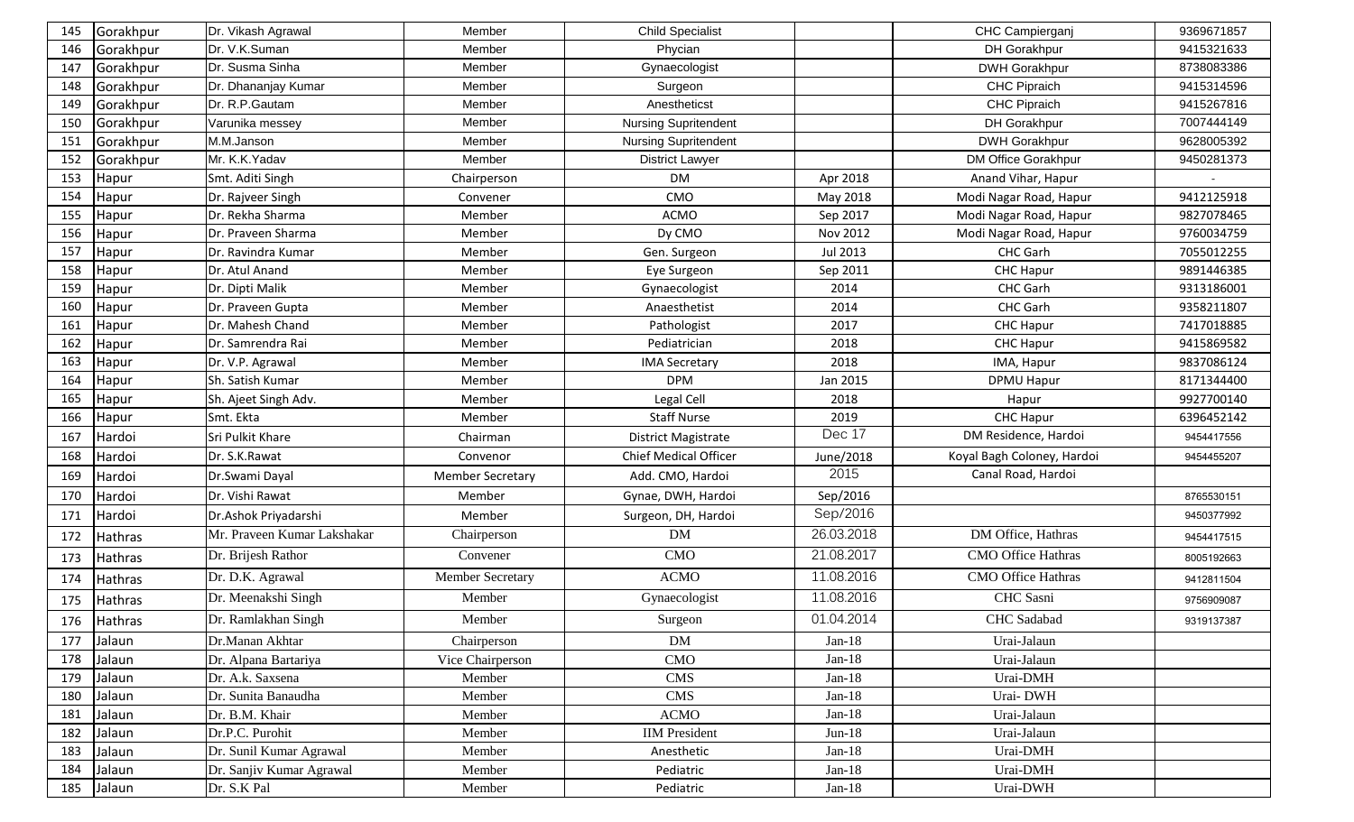| 145 | Gorakhpur | Dr. Vikash Agrawal | Member | Child Specialist | | CHC Campierganj | 9369671857 |
|---|---|---|---|---|---|---|---|
| 146 | Gorakhpur | Dr. V.K.Suman | Member | Phycian | | DH Gorakhpur | 9415321633 |
| 147 | Gorakhpur | Dr. Susma Sinha | Member | Gynaecologist | | DWH Gorakhpur | 8738083386 |
| 148 | Gorakhpur | Dr. Dhananjay Kumar | Member | Surgeon | | CHC Pipraich | 9415314596 |
| 149 | Gorakhpur | Dr. R.P.Gautam | Member | Anestheticst | | CHC Pipraich | 9415267816 |
| 150 | Gorakhpur | Varunika messey | Member | Nursing Supritendent | | DH Gorakhpur | 7007444149 |
| 151 | Gorakhpur | M.M.Janson | Member | Nursing Supritendent | | DWH Gorakhpur | 9628005392 |
| 152 | Gorakhpur | Mr. K.K.Yadav | Member | District Lawyer | | DM Office Gorakhpur | 9450281373 |
| 153 | Hapur | Smt. Aditi Singh | Chairperson | DM | Apr 2018 | Anand Vihar, Hapur | - |
| 154 | Hapur | Dr. Rajveer Singh | Convener | CMO | May 2018 | Modi Nagar Road, Hapur | 9412125918 |
| 155 | Hapur | Dr. Rekha Sharma | Member | ACMO | Sep 2017 | Modi Nagar Road, Hapur | 9827078465 |
| 156 | Hapur | Dr. Praveen Sharma | Member | Dy CMO | Nov 2012 | Modi Nagar Road, Hapur | 9760034759 |
| 157 | Hapur | Dr. Ravindra Kumar | Member | Gen. Surgeon | Jul 2013 | CHC Garh | 7055012255 |
| 158 | Hapur | Dr. Atul Anand | Member | Eye Surgeon | Sep 2011 | CHC Hapur | 9891446385 |
| 159 | Hapur | Dr. Dipti Malik | Member | Gynaecologist | 2014 | CHC Garh | 9313186001 |
| 160 | Hapur | Dr. Praveen Gupta | Member | Anaesthetist | 2014 | CHC Garh | 9358211807 |
| 161 | Hapur | Dr. Mahesh Chand | Member | Pathologist | 2017 | CHC Hapur | 7417018885 |
| 162 | Hapur | Dr. Samrendra Rai | Member | Pediatrician | 2018 | CHC Hapur | 9415869582 |
| 163 | Hapur | Dr. V.P. Agrawal | Member | IMA Secretary | 2018 | IMA, Hapur | 9837086124 |
| 164 | Hapur | Sh. Satish Kumar | Member | DPM | Jan 2015 | DPMU Hapur | 8171344400 |
| 165 | Hapur | Sh. Ajeet Singh Adv. | Member | Legal Cell | 2018 | Hapur | 9927700140 |
| 166 | Hapur | Smt. Ekta | Member | Staff Nurse | 2019 | CHC Hapur | 6396452142 |
| 167 | Hardoi | Sri Pulkit Khare | Chairman | District Magistrate | Dec 17 | DM Residence, Hardoi | 9454417556 |
| 168 | Hardoi | Dr. S.K.Rawat | Convenor | Chief Medical Officer | June/2018 | Koyal Bagh Coloney, Hardoi | 9454455207 |
| 169 | Hardoi | Dr.Swami Dayal | Member Secretary | Add. CMO, Hardoi | 2015 | Canal Road, Hardoi | |
| 170 | Hardoi | Dr. Vishi Rawat | Member | Gynae, DWH, Hardoi | Sep/2016 | | 8765530151 |
| 171 | Hardoi | Dr.Ashok Priyadarshi | Member | Surgeon, DH, Hardoi | Sep/2016 | | 9450377992 |
| 172 | Hathras | Mr. Praveen Kumar Lakshakar | Chairperson | DM | 26.03.2018 | DM Office, Hathras | 9454417515 |
| 173 | Hathras | Dr. Brijesh Rathor | Convener | CMO | 21.08.2017 | CMO Office Hathras | 8005192663 |
| 174 | Hathras | Dr. D.K. Agrawal | Member Secretary | ACMO | 11.08.2016 | CMO Office Hathras | 9412811504 |
| 175 | Hathras | Dr. Meenakshi Singh | Member | Gynaecologist | 11.08.2016 | CHC Sasni | 9756909087 |
| 176 | Hathras | Dr. Ramlakhan Singh | Member | Surgeon | 01.04.2014 | CHC Sadabad | 9319137387 |
| 177 | Jalaun | Dr.Manan Akhtar | Chairperson | DM | Jan-18 | Urai-Jalaun | |
| 178 | Jalaun | Dr. Alpana Bartariya | Vice Chairperson | CMO | Jan-18 | Urai-Jalaun | |
| 179 | Jalaun | Dr. A.k. Saxsena | Member | CMS | Jan-18 | Urai-DMH | |
| 180 | Jalaun | Dr. Sunita Banaudha | Member | CMS | Jan-18 | Urai- DWH | |
| 181 | Jalaun | Dr. B.M. Khair | Member | ACMO | Jan-18 | Urai-Jalaun | |
| 182 | Jalaun | Dr.P.C. Purohit | Member | IIM President | Jun-18 | Urai-Jalaun | |
| 183 | Jalaun | Dr. Sunil Kumar Agrawal | Member | Anesthetic | Jan-18 | Urai-DMH | |
| 184 | Jalaun | Dr. Sanjiv Kumar Agrawal | Member | Pediatric | Jan-18 | Urai-DMH | |
| 185 | Jalaun | Dr. S.K Pal | Member | Pediatric | Jan-18 | Urai-DWH | |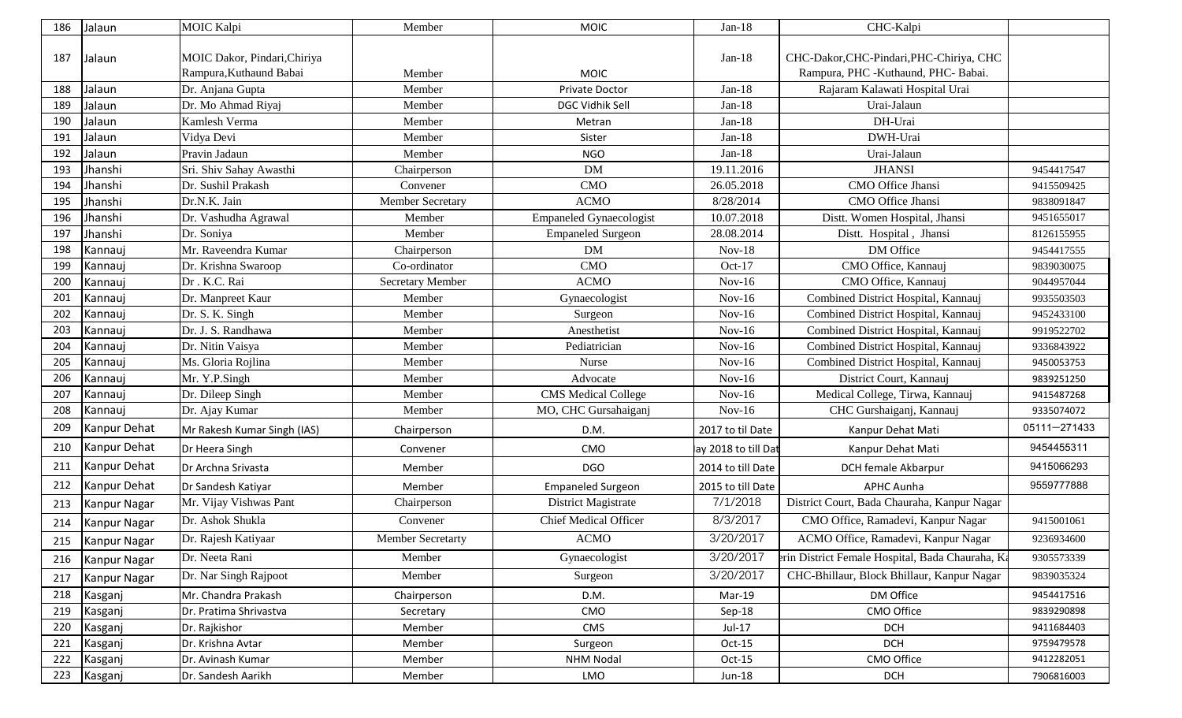| 186 | Jalaun | MOIC Kalpi | Member | MOIC | Jan-18 | CHC-Kalpi | |
|---|---|---|---|---|---|---|---|
| 187 | Jalaun | MOIC Dakor, Pindari,Chiriya Rampura,Kuthaund Babai | Member | MOIC | Jan-18 | CHC-Dakor,CHC-Pindari,PHC-Chiriya, CHC Rampura, PHC -Kuthaund, PHC- Babai. | |
| 188 | Jalaun | Dr. Anjana Gupta | Member | Private Doctor | Jan-18 | Rajaram Kalawati Hospital Urai | |
| 189 | Jalaun | Dr. Mo Ahmad Riyaj | Member | DGC Vidhik Sell | Jan-18 | Urai-Jalaun | |
| 190 | Jalaun | Kamlesh Verma | Member | Metran | Jan-18 | DH-Urai | |
| 191 | Jalaun | Vidya Devi | Member | Sister | Jan-18 | DWH-Urai | |
| 192 | Jalaun | Pravin Jadaun | Member | NGO | Jan-18 | Urai-Jalaun | |
| 193 | Jhanshi | Sri. Shiv Sahay Awasthi | Chairperson | DM | 19.11.2016 | JHANSI | 9454417547 |
| 194 | Jhanshi | Dr. Sushil Prakash | Convener | CMO | 26.05.2018 | CMO Office Jhansi | 9415509425 |
| 195 | Jhanshi | Dr.N.K. Jain | Member Secretary | ACMO | 8/28/2014 | CMO Office Jhansi | 9838091847 |
| 196 | Jhanshi | Dr. Vashudha Agrawal | Member | Empaneled Gynaecologist | 10.07.2018 | Distt. Women Hospital, Jhansi | 9451655017 |
| 197 | Jhanshi | Dr. Soniya | Member | Empaneled Surgeon | 28.08.2014 | Distt. Hospital , Jhansi | 8126155955 |
| 198 | Kannauj | Mr. Raveendra Kumar | Chairperson | DM | Nov-18 | DM Office | 9454417555 |
| 199 | Kannauj | Dr. Krishna Swaroop | Co-ordinator | CMO | Oct-17 | CMO Office, Kannauj | 9839030075 |
| 200 | Kannauj | Dr . K.C. Rai | Secretary Member | ACMO | Nov-16 | CMO Office, Kannauj | 9044957044 |
| 201 | Kannauj | Dr. Manpreet Kaur | Member | Gynaecologist | Nov-16 | Combined District Hospital, Kannauj | 9935503503 |
| 202 | Kannauj | Dr. S. K. Singh | Member | Surgeon | Nov-16 | Combined District Hospital, Kannauj | 9452433100 |
| 203 | Kannauj | Dr. J. S. Randhawa | Member | Anesthetist | Nov-16 | Combined District Hospital, Kannauj | 9919522702 |
| 204 | Kannauj | Dr. Nitin Vaisya | Member | Pediatrician | Nov-16 | Combined District Hospital, Kannauj | 9336843922 |
| 205 | Kannauj | Ms. Gloria Rojlina | Member | Nurse | Nov-16 | Combined District Hospital, Kannauj | 9450053753 |
| 206 | Kannauj | Mr. Y.P.Singh | Member | Advocate | Nov-16 | District Court, Kannauj | 9839251250 |
| 207 | Kannauj | Dr. Dileep Singh | Member | CMS Medical College | Nov-16 | Medical College, Tirwa, Kannauj | 9415487268 |
| 208 | Kannauj | Dr. Ajay Kumar | Member | MO, CHC Gursahaiganj | Nov-16 | CHC Gurshaiganj, Kannauj | 9335074072 |
| 209 | Kanpur Dehat | Mr Rakesh Kumar Singh (IAS) | Chairperson | D.M. | 2017 to til Date | Kanpur Dehat Mati | 05111—271433 |
| 210 | Kanpur Dehat | Dr Heera Singh | Convener | CMO | ay 2018 to till Dat | Kanpur Dehat Mati | 9454455311 |
| 211 | Kanpur Dehat | Dr Archna Srivasta | Member | DGO | 2014 to till Date | DCH female Akbarpur | 9415066293 |
| 212 | Kanpur Dehat | Dr Sandesh Katiyar | Member | Empaneled Surgeon | 2015 to till Date | APHC Aunha | 9559777888 |
| 213 | Kanpur Nagar | Mr. Vijay Vishwas Pant | Chairperson | District Magistrate | 7/1/2018 | District Court, Bada Chauraha, Kanpur Nagar | |
| 214 | Kanpur Nagar | Dr. Ashok Shukla | Convener | Chief Medical Officer | 8/3/2017 | CMO Office, Ramadevi, Kanpur Nagar | 9415001061 |
| 215 | Kanpur Nagar | Dr. Rajesh Katiyaar | Member Secretarty | ACMO | 3/20/2017 | ACMO Office, Ramadevi, Kanpur Nagar | 9236934600 |
| 216 | Kanpur Nagar | Dr. Neeta Rani | Member | Gynaecologist | 3/20/2017 | rin District Female Hospital, Bada Chauraha, Ka | 9305573339 |
| 217 | Kanpur Nagar | Dr. Nar Singh Rajpoot | Member | Surgeon | 3/20/2017 | CHC-Bhillaur, Block Bhillaur, Kanpur Nagar | 9839035324 |
| 218 | Kasganj | Mr. Chandra Prakash | Chairperson | D.M. | Mar-19 | DM Office | 9454417516 |
| 219 | Kasganj | Dr. Pratima Shrivastva | Secretary | CMO | Sep-18 | CMO Office | 9839290898 |
| 220 | Kasganj | Dr. Rajkishor | Member | CMS | Jul-17 | DCH | 9411684403 |
| 221 | Kasganj | Dr. Krishna Avtar | Member | Surgeon | Oct-15 | DCH | 9759479578 |
| 222 | Kasganj | Dr. Avinash Kumar | Member | NHM Nodal | Oct-15 | CMO Office | 9412282051 |
| 223 | Kasganj | Dr. Sandesh Aarikh | Member | LMO | Jun-18 | DCH | 7906816003 |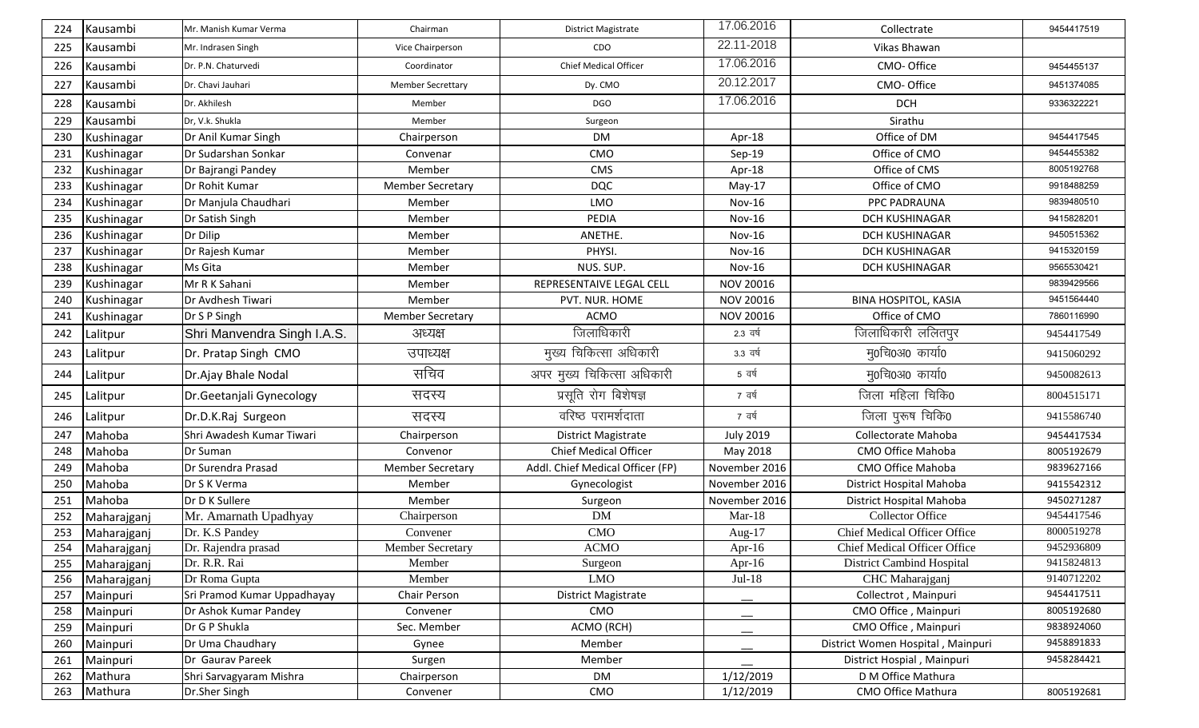| 224 | Kausambi | Mr. Manish Kumar Verma | Chairman | District Magistrate | 17.06.2016 | Collectrate | 9454417519 |
|---|---|---|---|---|---|---|---|
| 225 | Kausambi | Mr. Indrasen Singh | Vice Chairperson | CDO | 22.11-2018 | Vikas Bhawan | |
| 226 | Kausambi | Dr. P.N. Chaturvedi | Coordinator | Chief Medical Officer | 17.06.2016 | CMO- Office | 9454455137 |
| 227 | Kausambi | Dr. Chavi Jauhari | Member Secrettary | Dy. CMO | 20.12.2017 | CMO- Office | 9451374085 |
| 228 | Kausambi | Dr. Akhilesh | Member | DGO | 17.06.2016 | DCH | 9336322221 |
| 229 | Kausambi | Dr, V.k. Shukla | Member | Surgeon | | Sirathu | |
| 230 | Kushinagar | Dr Anil Kumar Singh | Chairperson | DM | Apr-18 | Office of DM | 9454417545 |
| 231 | Kushinagar | Dr Sudarshan Sonkar | Convenar | CMO | Sep-19 | Office of CMO | 9454455382 |
| 232 | Kushinagar | Dr Bajrangi Pandey | Member | CMS | Apr-18 | Office of CMS | 8005192768 |
| 233 | Kushinagar | Dr Rohit Kumar | Member Secretary | DQC | May-17 | Office of CMO | 9918488259 |
| 234 | Kushinagar | Dr Manjula Chaudhari | Member | LMO | Nov-16 | PPC PADRAUNA | 9839480510 |
| 235 | Kushinagar | Dr Satish Singh | Member | PEDIA | Nov-16 | DCH KUSHINAGAR | 9415828201 |
| 236 | Kushinagar | Dr Dilip | Member | ANETHE. | Nov-16 | DCH KUSHINAGAR | 9450515362 |
| 237 | Kushinagar | Dr Rajesh Kumar | Member | PHYSI. | Nov-16 | DCH KUSHINAGAR | 9415320159 |
| 238 | Kushinagar | Ms Gita | Member | NUS. SUP. | Nov-16 | DCH KUSHINAGAR | 9565530421 |
| 239 | Kushinagar | Mr R K Sahani | Member | REPRESENTAIVE LEGAL CELL | NOV 20016 | | 9839429566 |
| 240 | Kushinagar | Dr Avdhesh Tiwari | Member | PVT. NUR. HOME | NOV 20016 | BINA HOSPITOL, KASIA | 9451564440 |
| 241 | Kushinagar | Dr S P Singh | Member Secretary | ACMO | NOV 20016 | Office of CMO | 7860116990 |
| 242 | Lalitpur | Shri Manvendra Singh I.A.S. | अध्यक्ष | जिलाधिकारी | 2.3 वर्ष | जिलाधिकारी ललितपुर | 9454417549 |
| 243 | Lalitpur | Dr. Pratap Singh CMO | उपाध्यक्ष | मुख्य चिकित्सा अधिकारी | 3.3 वर्ष | मु0चि0अ0 कार्या0 | 9415060292 |
| 244 | Lalitpur | Dr.Ajay Bhale Nodal | सचिव | अपर मुख्य चिकित्सा अधिकारी | 5 वर्ष | मु0चि0अ0 कार्या0 | 9450082613 |
| 245 | Lalitpur | Dr.Geetanjali Gynecology | सदस्य | प्रसूति रोग बिशेषज्ञ | 7 वर्ष | जिला महिला चिकि0 | 8004515171 |
| 246 | Lalitpur | Dr.D.K.Raj Surgeon | सदस्य | वरिष्ठ परामर्शदाता | 7 वर्ष | जिला पुरूष चिकि0 | 9415586740 |
| 247 | Mahoba | Shri Awadesh Kumar Tiwari | Chairperson | District Magistrate | July 2019 | Collectorate Mahoba | 9454417534 |
| 248 | Mahoba | Dr Suman | Convenor | Chief Medical Officer | May 2018 | CMO Office Mahoba | 8005192679 |
| 249 | Mahoba | Dr Surendra Prasad | Member Secretary | Addl. Chief Medical Officer (FP) | November 2016 | CMO Office Mahoba | 9839627166 |
| 250 | Mahoba | Dr S K Verma | Member | Gynecologist | November 2016 | District Hospital Mahoba | 9415542312 |
| 251 | Mahoba | Dr D K Sullere | Member | Surgeon | November 2016 | District Hospital Mahoba | 9450271287 |
| 252 | Maharajganj | Mr. Amarnath Upadhyay | Chairperson | DM | Mar-18 | Collector Office | 9454417546 |
| 253 | Maharajganj | Dr. K.S Pandey | Convener | CMO | Aug-17 | Chief Medical Officer Office | 8000519278 |
| 254 | Maharajganj | Dr. Rajendra prasad | Member Secretary | ACMO | Apr-16 | Chief Medical Officer Office | 9452936809 |
| 255 | Maharajganj | Dr. R.R. Rai | Member | Surgeon | Apr-16 | District Cambind Hospital | 9415824813 |
| 256 | Maharajganj | Dr Roma Gupta | Member | LMO | Jul-18 | CHC Maharajganj | 9140712202 |
| 257 | Mainpuri | Sri Pramod Kumar Uppadhayay | Chair Person | District Magistrate | __ | Collectrot , Mainpuri | 9454417511 |
| 258 | Mainpuri | Dr Ashok Kumar Pandey | Convener | CMO | __ | CMO Office , Mainpuri | 8005192680 |
| 259 | Mainpuri | Dr G P Shukla | Sec. Member | ACMO (RCH) | __ | CMO Office , Mainpuri | 9838924060 |
| 260 | Mainpuri | Dr Uma Chaudhary | Gynee | Member | __ | District Women Hospital , Mainpuri | 9458891833 |
| 261 | Mainpuri | Dr Gaurav Pareek | Surgen | Member | __ | District Hospial , Mainpuri | 9458284421 |
| 262 | Mathura | Shri Sarvagyaram Mishra | Chairperson | DM | 1/12/2019 | D M Office Mathura | |
| 263 | Mathura | Dr.Sher Singh | Convener | CMO | 1/12/2019 | CMO Office Mathura | 8005192681 |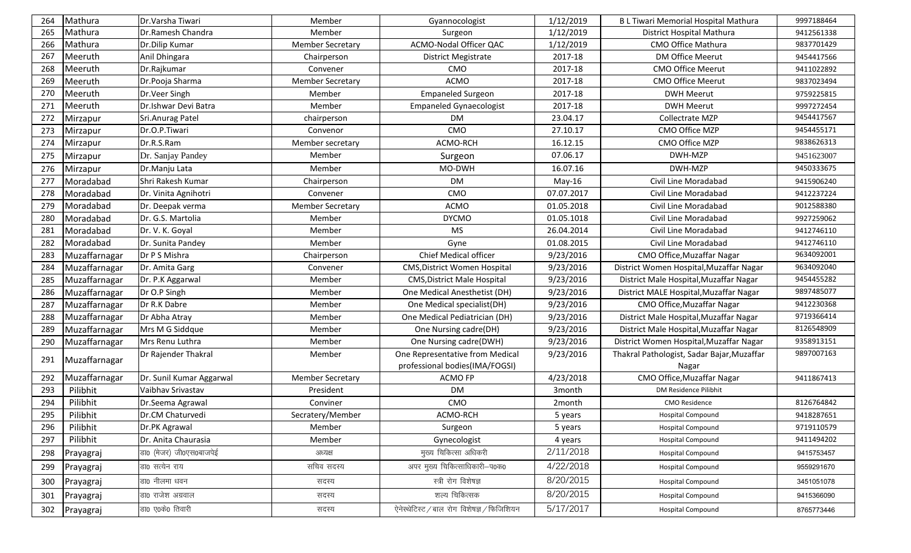| 264 | Mathura | Dr.Varsha Tiwari | Member | Gyannocologist | 1/12/2019 | B L Tiwari Memorial Hospital Mathura | 9997188464 |
|---|---|---|---|---|---|---|---|
| 265 | Mathura | Dr.Ramesh Chandra | Member | Surgeon | 1/12/2019 | District Hospital Mathura | 9412561338 |
| 266 | Mathura | Dr.Dilip Kumar | Member Secretary | ACMO-Nodal Officer QAC | 1/12/2019 | CMO Office Mathura | 9837701429 |
| 267 | Meeruth | Anil Dhingara | Chairperson | District Megistrate | 2017-18 | DM Office Meerut | 9454417566 |
| 268 | Meeruth | Dr.Rajkumar | Convener | CMO | 2017-18 | CMO Office Meerut | 9411022892 |
| 269 | Meeruth | Dr.Pooja Sharma | Member Secretary | ACMO | 2017-18 | CMO Office Meerut | 9837023494 |
| 270 | Meeruth | Dr.Veer Singh | Member | Empaneled Surgeon | 2017-18 | DWH Meerut | 9759225815 |
| 271 | Meeruth | Dr.Ishwar Devi Batra | Member | Empaneled Gynaecologist | 2017-18 | DWH Meerut | 9997272454 |
| 272 | Mirzapur | Sri.Anurag Patel | chairperson | DM | 23.04.17 | Collectrate MZP | 9454417567 |
| 273 | Mirzapur | Dr.O.P.Tiwari | Convenor | CMO | 27.10.17 | CMO Office MZP | 9454455171 |
| 274 | Mirzapur | Dr.R.S.Ram | Member secretary | ACMO-RCH | 16.12.15 | CMO Office MZP | 9838626313 |
| 275 | Mirzapur | Dr. Sanjay Pandey | Member | Surgeon | 07.06.17 | DWH-MZP | 9451623007 |
| 276 | Mirzapur | Dr.Manju Lata | Member | MO-DWH | 16.07.16 | DWH-MZP | 9450333675 |
| 277 | Moradabad | Shri Rakesh Kumar | Chairperson | DM | May-16 | Civil Line Moradabad | 9415906240 |
| 278 | Moradabad | Dr. Vinita Agnihotri | Convener | CMO | 07.07.2017 | Civil Line Moradabad | 9412237224 |
| 279 | Moradabad | Dr. Deepak verma | Member Secretary | ACMO | 01.05.2018 | Civil Line Moradabad | 9012588380 |
| 280 | Moradabad | Dr. G.S. Martolia | Member | DYCMO | 01.05.1018 | Civil Line Moradabad | 9927259062 |
| 281 | Moradabad | Dr. V. K. Goyal | Member | MS | 26.04.2014 | Civil Line Moradabad | 9412746110 |
| 282 | Moradabad | Dr. Sunita Pandey | Member | Gyne | 01.08.2015 | Civil Line Moradabad | 9412746110 |
| 283 | Muzaffarnagar | Dr P S Mishra | Chairperson | Chief Medical officer | 9/23/2016 | CMO Office,Muzaffar Nagar | 9634092001 |
| 284 | Muzaffarnagar | Dr. Amita Garg | Convener | CMS,District Women Hospital | 9/23/2016 | District Women Hospital,Muzaffar Nagar | 9634092040 |
| 285 | Muzaffarnagar | Dr. P.K Aggarwal | Member | CMS,District Male Hospital | 9/23/2016 | District Male Hospital,Muzaffar Nagar | 9454455282 |
| 286 | Muzaffarnagar | Dr O.P Singh | Member | One Medical Anesthetist (DH) | 9/23/2016 | District MALE Hospital,Muzaffar Nagar | 9897485077 |
| 287 | Muzaffarnagar | Dr R.K Dabre | Member | One Medical specialist(DH) | 9/23/2016 | CMO Office,Muzaffar Nagar | 9412230368 |
| 288 | Muzaffarnagar | Dr Abha Atray | Member | One Medical Pediatrician (DH) | 9/23/2016 | District Male Hospital,Muzaffar Nagar | 9719366414 |
| 289 | Muzaffarnagar | Mrs M G Siddque | Member | One Nursing cadre(DH) | 9/23/2016 | District Male Hospital,Muzaffar Nagar | 8126548909 |
| 290 | Muzaffarnagar | Mrs Renu Luthra | Member | One Nursing cadre(DWH) | 9/23/2016 | District Women Hospital,Muzaffar Nagar | 9358913151 |
| 291 | Muzaffarnagar | Dr Rajender Thakral | Member | One Representative from Medical professional bodies(IMA/FOGSI) | 9/23/2016 | Thakral Pathologist, Sadar Bajar,Muzaffar Nagar | 9897007163 |
| 292 | Muzaffarnagar | Dr. Sunil Kumar Aggarwal | Member Secretary | ACMO FP | 4/23/2018 | CMO Office,Muzaffar Nagar | 9411867413 |
| 293 | Pilibhit | Vaibhav Srivastav | President | DM | 3month | DM Residence Pilibhit | |
| 294 | Pilibhit | Dr.Seema Agrawal | Conviner | CMO | 2month | CMO Residence | 8126764842 |
| 295 | Pilibhit | Dr.CM Chaturvedi | Secratery/Member | ACMO-RCH | 5 years | Hospital Compound | 9418287651 |
| 296 | Pilibhit | Dr.PK Agrawal | Member | Surgeon | 5 years | Hospital Compound | 9719110579 |
| 297 | Pilibhit | Dr. Anita Chaurasia | Member | Gynecologist | 4 years | Hospital Compound | 9411494202 |
| 298 | Prayagraj | डा0 (मेजर) जी0एस0बाजपेई | अध्यक्ष | मुख्य चिकित्सा अधिकरी | 2/11/2018 | Hospital Compound | 9415753457 |
| 299 | Prayagraj | डा0 सत्येन राय | सचिव सदस्य | अपर मुख्य चिकित्साधिकारी–प0क0 | 4/22/2018 | Hospital Compound | 9559291670 |
| 300 | Prayagraj | डा0 नीलमा धवन | सदस्य | स्त्री रोग विशेषज्ञ | 8/20/2015 | Hospital Compound | 3451051078 |
| 301 | Prayagraj | डा0 राजेश अग्रवाल | सदस्य | शल्य चिकित्सक | 8/20/2015 | Hospital Compound | 9415366090 |
| 302 | Prayagraj | डा0 ए0के0 तिवारी | सदस्य | ऐनेस्थेटिस्ट / बाल रोग विशेषज्ञ / फिजिशियन | 5/17/2017 | Hospital Compound | 8765773446 |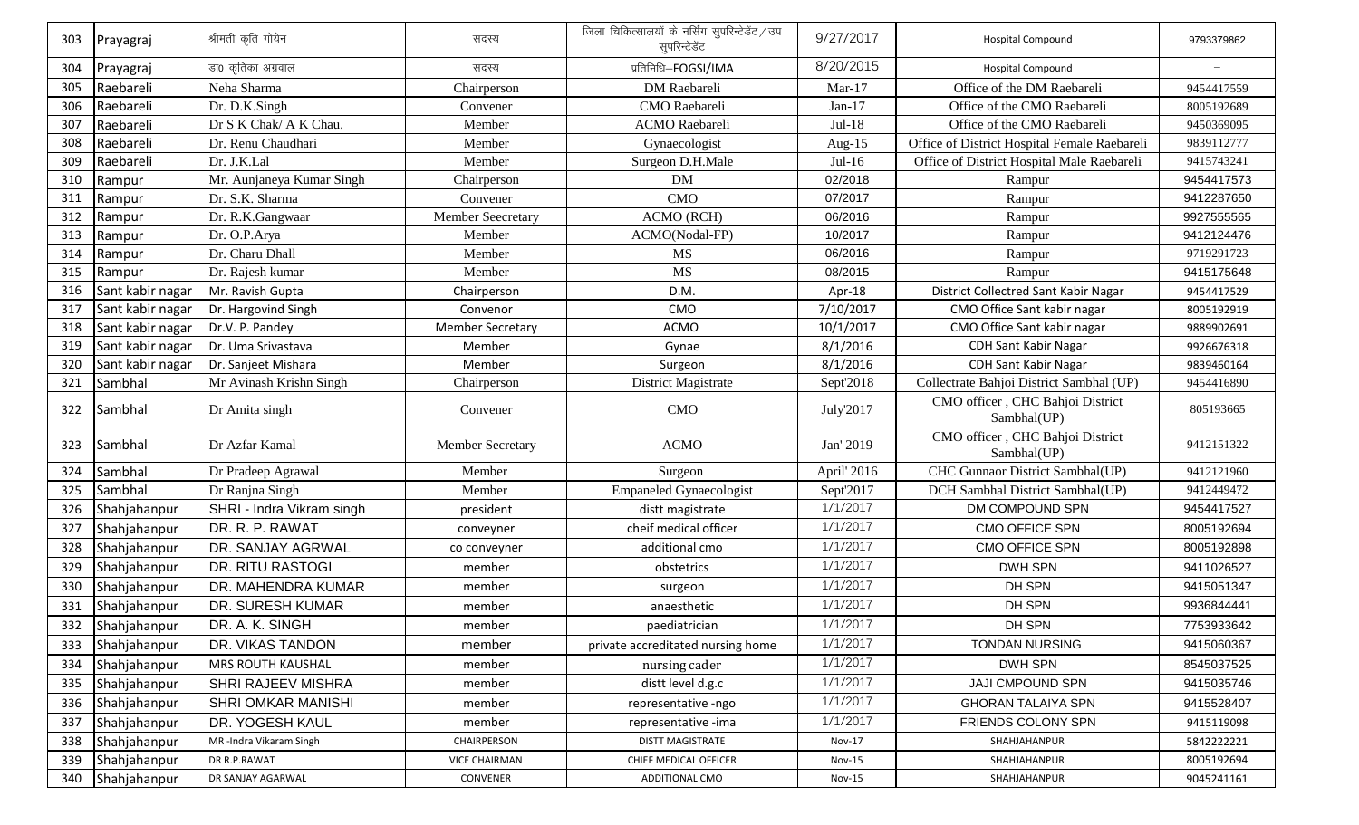| 303 | Prayagraj | श्रीमती कृति गोयेन | सदस्य | जिला चिकित्सालयों के नर्सिंग सुपरिन्टेडेंट/उप सुपरिन्टेडेंट | 9/27/2017 | Hospital Compound | 9793379862 |
|---|---|---|---|---|---|---|---|
| 304 | Prayagraj | डा0 कृतिका अग्रवाल | सदस्य | प्रतिनिधि–FOGSI/IMA | 8/20/2015 | Hospital Compound | – |
| 305 | Raebareli | Neha Sharma | Chairperson | DM Raebareli | Mar-17 | Office of the DM Raebareli | 9454417559 |
| 306 | Raebareli | Dr. D.K.Singh | Convener | CMO Raebareli | Jan-17 | Office of the CMO Raebareli | 8005192689 |
| 307 | Raebareli | Dr S K Chak/ A K Chau. | Member | ACMO Raebareli | Jul-18 | Office of the CMO Raebareli | 9450369095 |
| 308 | Raebareli | Dr. Renu Chaudhari | Member | Gynaecologist | Aug-15 | Office of District Hospital Female Raebareli | 9839112777 |
| 309 | Raebareli | Dr. J.K.Lal | Member | Surgeon D.H.Male | Jul-16 | Office of District Hospital Male Raebareli | 9415743241 |
| 310 | Rampur | Mr. Aunjaneya Kumar Singh | Chairperson | DM | 02/2018 | Rampur | 9454417573 |
| 311 | Rampur | Dr. S.K. Sharma | Convener | CMO | 07/2017 | Rampur | 9412287650 |
| 312 | Rampur | Dr. R.K.Gangwaar | Member Seecretary | ACMO (RCH) | 06/2016 | Rampur | 9927555565 |
| 313 | Rampur | Dr. O.P.Arya | Member | ACMO(Nodal-FP) | 10/2017 | Rampur | 9412124476 |
| 314 | Rampur | Dr. Charu Dhall | Member | MS | 06/2016 | Rampur | 9719291723 |
| 315 | Rampur | Dr. Rajesh kumar | Member | MS | 08/2015 | Rampur | 9415175648 |
| 316 | Sant kabir nagar | Mr. Ravish Gupta | Chairperson | D.M. | Apr-18 | District Collectred Sant Kabir Nagar | 9454417529 |
| 317 | Sant kabir nagar | Dr. Hargovind Singh | Convenor | CMO | 7/10/2017 | CMO Office Sant kabir nagar | 8005192919 |
| 318 | Sant kabir nagar | Dr.V. P. Pandey | Member Secretary | ACMO | 10/1/2017 | CMO Office Sant kabir nagar | 9889902691 |
| 319 | Sant kabir nagar | Dr. Uma Srivastava | Member | Gynae | 8/1/2016 | CDH Sant Kabir Nagar | 9926676318 |
| 320 | Sant kabir nagar | Dr. Sanjeet Mishara | Member | Surgeon | 8/1/2016 | CDH Sant Kabir Nagar | 9839460164 |
| 321 | Sambhal | Mr Avinash Krishn Singh | Chairperson | District Magistrate | Sept'2018 | Collectrate Bahjoi District Sambhal (UP) | 9454416890 |
| 322 | Sambhal | Dr Amita singh | Convener | CMO | July'2017 | CMO officer , CHC Bahjoi District Sambhal(UP) | 805193665 |
| 323 | Sambhal | Dr Azfar Kamal | Member Secretary | ACMO | Jan' 2019 | CMO officer , CHC Bahjoi District Sambhal(UP) | 9412151322 |
| 324 | Sambhal | Dr Pradeep Agrawal | Member | Surgeon | April' 2016 | CHC Gunnaor District Sambhal(UP) | 9412121960 |
| 325 | Sambhal | Dr Ranjna Singh | Member | Empaneled Gynaecologist | Sept'2017 | DCH Sambhal District Sambhal(UP) | 9412449472 |
| 326 | Shahjahanpur | SHRI - Indra Vikram singh | president | distt magistrate | 1/1/2017 | DM COMPOUND SPN | 9454417527 |
| 327 | Shahjahanpur | DR. R. P. RAWAT | conveyner | cheif medical officer | 1/1/2017 | CMO OFFICE SPN | 8005192694 |
| 328 | Shahjahanpur | DR. SANJAY AGRWAL | co conveyner | additional cmo | 1/1/2017 | CMO OFFICE SPN | 8005192898 |
| 329 | Shahjahanpur | DR. RITU RASTOGI | member | obstetrics | 1/1/2017 | DWH SPN | 9411026527 |
| 330 | Shahjahanpur | DR. MAHENDRA KUMAR | member | surgeon | 1/1/2017 | DH SPN | 9415051347 |
| 331 | Shahjahanpur | DR. SURESH KUMAR | member | anaesthetic | 1/1/2017 | DH SPN | 9936844441 |
| 332 | Shahjahanpur | DR. A. K. SINGH | member | paediatrician | 1/1/2017 | DH SPN | 7753933642 |
| 333 | Shahjahanpur | DR. VIKAS TANDON | member | private accreditated nursing home | 1/1/2017 | TONDAN NURSING | 9415060367 |
| 334 | Shahjahanpur | MRS ROUTH KAUSHAL | member | nursing cader | 1/1/2017 | DWH SPN | 8545037525 |
| 335 | Shahjahanpur | SHRI RAJEEV MISHRA | member | distt level d.g.c | 1/1/2017 | JAJI CMPOUND SPN | 9415035746 |
| 336 | Shahjahanpur | SHRI OMKAR MANISHI | member | representative -ngo | 1/1/2017 | GHORAN TALAIYA SPN | 9415528407 |
| 337 | Shahjahanpur | DR. YOGESH KAUL | member | representative -ima | 1/1/2017 | FRIENDS COLONY SPN | 9415119098 |
| 338 | Shahjahanpur | MR -Indra Vikaram Singh | CHAIRPERSON | DISTT MAGISTRATE | Nov-17 | SHAHJAHANPUR | 5842222221 |
| 339 | Shahjahanpur | DR R.P.RAWAT | VICE CHAIRMAN | CHIEF MEDICAL OFFICER | Nov-15 | SHAHJAHANPUR | 8005192694 |
| 340 | Shahjahanpur | DR SANJAY AGARWAL | CONVENER | ADDITIONAL CMO | Nov-15 | SHAHJAHANPUR | 9045241161 |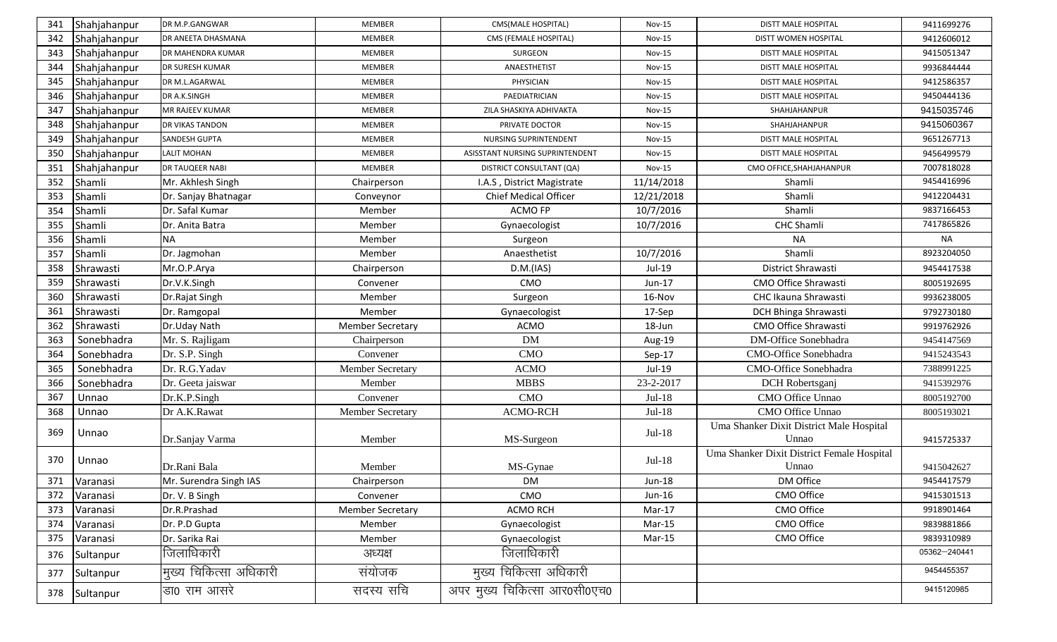| 341 | Shahjahanpur | DR M.P.GANGWAR | MEMBER | CMS(MALE HOSPITAL) | Nov-15 | DISTT MALE HOSPITAL | 9411699276 |
|---|---|---|---|---|---|---|---|
| 342 | Shahjahanpur | DR ANEETA DHASMANA | MEMBER | CMS (FEMALE HOSPITAL) | Nov-15 | DISTT WOMEN HOSPITAL | 9412606012 |
| 343 | Shahjahanpur | DR MAHENDRA KUMAR | MEMBER | SURGEON | Nov-15 | DISTT MALE HOSPITAL | 9415051347 |
| 344 | Shahjahanpur | DR SURESH KUMAR | MEMBER | ANAESTHETIST | Nov-15 | DISTT MALE HOSPITAL | 9936844444 |
| 345 | Shahjahanpur | DR M.L.AGARWAL | MEMBER | PHYSICIAN | Nov-15 | DISTT MALE HOSPITAL | 9412586357 |
| 346 | Shahjahanpur | DR A.K.SINGH | MEMBER | PAEDIATRICIAN | Nov-15 | DISTT MALE HOSPITAL | 9450444136 |
| 347 | Shahjahanpur | MR RAJEEV KUMAR | MEMBER | ZILA SHASKIYA ADHIVAKTA | Nov-15 | SHAHJAHANPUR | 9415035746 |
| 348 | Shahjahanpur | DR VIKAS TANDON | MEMBER | PRIVATE DOCTOR | Nov-15 | SHAHJAHANPUR | 9415060367 |
| 349 | Shahjahanpur | SANDESH GUPTA | MEMBER | NURSING SUPRINTENDENT | Nov-15 | DISTT MALE HOSPITAL | 9651267713 |
| 350 | Shahjahanpur | LALIT MOHAN | MEMBER | ASISSTANT NURSING SUPRINTENDENT | Nov-15 | DISTT MALE HOSPITAL | 9456499579 |
| 351 | Shahjahanpur | DR TAUQEER NABI | MEMBER | DISTRICT CONSULTANT (QA) | Nov-15 | CMO OFFICE,SHAHJAHANPUR | 7007818028 |
| 352 | Shamli | Mr. Akhlesh Singh | Chairperson | I.A.S , District Magistrate | 11/14/2018 | Shamli | 9454416996 |
| 353 | Shamli | Dr. Sanjay Bhatnagar | Conveynor | Chief Medical Officer | 12/21/2018 | Shamli | 9412204431 |
| 354 | Shamli | Dr. Safal Kumar | Member | ACMO FP | 10/7/2016 | Shamli | 9837166453 |
| 355 | Shamli | Dr. Anita Batra | Member | Gynaecologist | 10/7/2016 | CHC Shamli | 7417865826 |
| 356 | Shamli | NA | Member | Surgeon | | NA | NA |
| 357 | Shamli | Dr. Jagmohan | Member | Anaesthetist | 10/7/2016 | Shamli | 8923204050 |
| 358 | Shrawasti | Mr.O.P.Arya | Chairperson | D.M.(IAS) | Jul-19 | District Shrawasti | 9454417538 |
| 359 | Shrawasti | Dr.V.K.Singh | Convener | CMO | Jun-17 | CMO Office Shrawasti | 8005192695 |
| 360 | Shrawasti | Dr.Rajat Singh | Member | Surgeon | 16-Nov | CHC Ikauna Shrawasti | 9936238005 |
| 361 | Shrawasti | Dr. Ramgopal | Member | Gynaecologist | 17-Sep | DCH Bhinga Shrawasti | 9792730180 |
| 362 | Shrawasti | Dr.Uday Nath | Member Secretary | ACMO | 18-Jun | CMO Office Shrawasti | 9919762926 |
| 363 | Sonebhadra | Mr. S. Rajligam | Chairperson | DM | Aug-19 | DM-Office Sonebhadra | 9454147569 |
| 364 | Sonebhadra | Dr. S.P. Singh | Convener | CMO | Sep-17 | CMO-Office Sonebhadra | 9415243543 |
| 365 | Sonebhadra | Dr. R.G.Yadav | Member Secretary | ACMO | Jul-19 | CMO-Office Sonebhadra | 7388991225 |
| 366 | Sonebhadra | Dr. Geeta jaiswar | Member | MBBS | 23-2-2017 | DCH Robertsganj | 9415392976 |
| 367 | Unnao | Dr.K.P.Singh | Convener | CMO | Jul-18 | CMO Office Unnao | 8005192700 |
| 368 | Unnao | Dr A.K.Rawat | Member Secretary | ACMO-RCH | Jul-18 | CMO Office Unnao | 8005193021 |
| 369 | Unnao | Dr.Sanjay Varma | Member | MS-Surgeon | Jul-18 | Uma Shanker Dixit District Male Hospital Unnao | 9415725337 |
| 370 | Unnao | Dr.Rani Bala | Member | MS-Gynae | Jul-18 | Uma Shanker Dixit District Female Hospital Unnao | 9415042627 |
| 371 | Varanasi | Mr. Surendra Singh IAS | Chairperson | DM | Jun-18 | DM Office | 9454417579 |
| 372 | Varanasi | Dr. V. B Singh | Convener | CMO | Jun-16 | CMO Office | 9415301513 |
| 373 | Varanasi | Dr.R.Prashad | Member Secretary | ACMO RCH | Mar-17 | CMO Office | 9918901464 |
| 374 | Varanasi | Dr. P.D Gupta | Member | Gynaecologist | Mar-15 | CMO Office | 9839881866 |
| 375 | Varanasi | Dr. Sarika Rai | Member | Gynaecologist | Mar-15 | CMO Office | 9839310989 |
| 376 | Sultanpur | जिलाधिकारी | अध्यक्ष | जिलाधिकारी | | | 05362—240441 |
| 377 | Sultanpur | मुख्य चिकित्सा अधिकारी | संयोजक | मुख्य चिकित्सा अधिकारी | | | 9454455357 |
| 378 | Sultanpur | डा0 राम आसरे | सदस्य सचि | अपर मुख्य चिकित्सा आर0सी0एच0 | | | 9415120985 |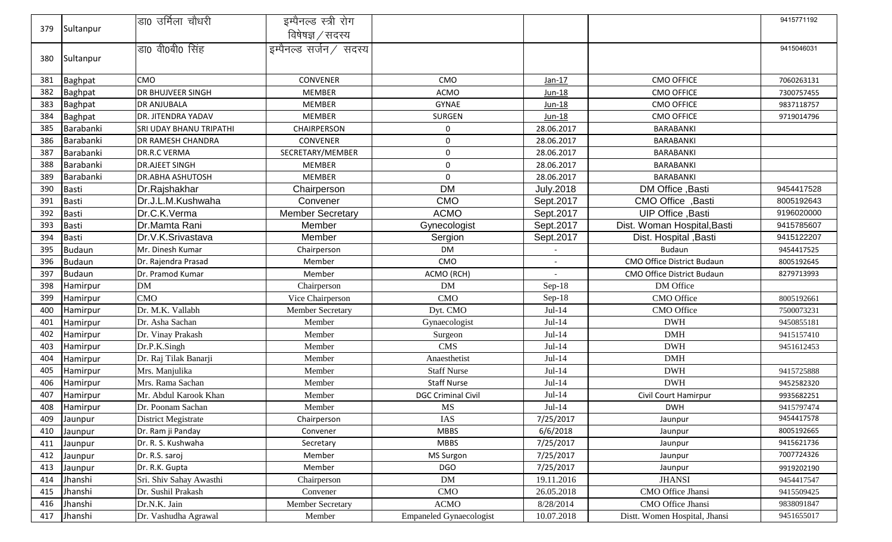| 379 | Sultanpur | डा0 उर्मिला चौधरी | इम्पैनल्ड स्त्री रोग विषेषज्ञ / सदस्य | | | | 9415771192 |
|---|---|---|---|---|---|---|---|
| 380 | Sultanpur | डा0 वी0बी0 सिंह | इम्पैनल्ड सर्जन / सदस्य | | | | 9415046031 |
| 381 | Baghpat | CMO | CONVENER | CMO | Jan-17 | CMO OFFICE | 7060263131 |
| 382 | Baghpat | DR BHUJVEER SINGH | MEMBER | ACMO | Jun-18 | CMO OFFICE | 7300757455 |
| 383 | Baghpat | DR ANJUBALA | MEMBER | GYNAE | Jun-18 | CMO OFFICE | 9837118757 |
| 384 | Baghpat | DR. JITENDRA YADAV | MEMBER | SURGEN | Jun-18 | CMO OFFICE | 9719014796 |
| 385 | Barabanki | SRI UDAY BHANU TRIPATHI | CHAIRPERSON | 0 | 28.06.2017 | BARABANKI | |
| 386 | Barabanki | DR RAMESH CHANDRA | CONVENER | 0 | 28.06.2017 | BARABANKI | |
| 387 | Barabanki | DR.R.C VERMA | SECRETARY/MEMBER | 0 | 28.06.2017 | BARABANKI | |
| 388 | Barabanki | DR.AJEET SINGH | MEMBER | 0 | 28.06.2017 | BARABANKI | |
| 389 | Barabanki | DR.ABHA ASHUTOSH | MEMBER | 0 | 28.06.2017 | BARABANKI | |
| 390 | Basti | Dr.Rajshakhar | Chairperson | DM | July.2018 | DM Office ,Basti | 9454417528 |
| 391 | Basti | Dr.J.L.M.Kushwaha | Convener | CMO | Sept.2017 | CMO Office ,Basti | 8005192643 |
| 392 | Basti | Dr.C.K.Verma | Member Secretary | ACMO | Sept.2017 | UIP Office ,Basti | 9196020000 |
| 393 | Basti | Dr.Mamta Rani | Member | Gynecologist | Sept.2017 | Dist. Woman Hospital,Basti | 9415785607 |
| 394 | Basti | Dr.V.K.Srivastava | Member | Sergion | Sept.2017 | Dist. Hospital ,Basti | 9415122207 |
| 395 | Budaun | Mr. Dinesh Kumar | Chairperson | DM | - | Budaun | 9454417525 |
| 396 | Budaun | Dr. Rajendra Prasad | Member | CMO | - | CMO Office District Budaun | 8005192645 |
| 397 | Budaun | Dr. Pramod Kumar | Member | ACMO (RCH) | - | CMO Office District Budaun | 8279713993 |
| 398 | Hamirpur | DM | Chairperson | DM | Sep-18 | DM Office | |
| 399 | Hamirpur | CMO | Vice Chairperson | CMO | Sep-18 | CMO Office | 8005192661 |
| 400 | Hamirpur | Dr. M.K. Vallabh | Member Secretary | Dyt. CMO | Jul-14 | CMO Office | 7500073231 |
| 401 | Hamirpur | Dr. Asha Sachan | Member | Gynaecologist | Jul-14 | DWH | 9450855181 |
| 402 | Hamirpur | Dr. Vinay Prakash | Member | Surgeon | Jul-14 | DMH | 9415157410 |
| 403 | Hamirpur | Dr.P.K.Singh | Member | CMS | Jul-14 | DWH | 9451612453 |
| 404 | Hamirpur | Dr. Raj Tilak Banarji | Member | Anaesthetist | Jul-14 | DMH | |
| 405 | Hamirpur | Mrs. Manjulika | Member | Staff Nurse | Jul-14 | DWH | 9415725888 |
| 406 | Hamirpur | Mrs. Rama Sachan | Member | Staff Nurse | Jul-14 | DWH | 9452582320 |
| 407 | Hamirpur | Mr. Abdul Karook Khan | Member | DGC Criminal Civil | Jul-14 | Civil Court Hamirpur | 9935682251 |
| 408 | Hamirpur | Dr. Poonam Sachan | Member | MS | Jul-14 | DWH | 9415797474 |
| 409 | Jaunpur | District Megistrate | Chairperson | IAS | 7/25/2017 | Jaunpur | 9454417578 |
| 410 | Jaunpur | Dr. Ram ji Panday | Convener | MBBS | 6/6/2018 | Jaunpur | 8005192665 |
| 411 | Jaunpur | Dr. R. S. Kushwaha | Secretary | MBBS | 7/25/2017 | Jaunpur | 9415621736 |
| 412 | Jaunpur | Dr. R.S. saroj | Member | MS Surgon | 7/25/2017 | Jaunpur | 7007724326 |
| 413 | Jaunpur | Dr. R.K. Gupta | Member | DGO | 7/25/2017 | Jaunpur | 9919202190 |
| 414 | Jhanshi | Sri. Shiv Sahay Awasthi | Chairperson | DM | 19.11.2016 | JHANSI | 9454417547 |
| 415 | Jhanshi | Dr. Sushil Prakash | Convener | CMO | 26.05.2018 | CMO Office Jhansi | 9415509425 |
| 416 | Jhanshi | Dr.N.K. Jain | Member Secretary | ACMO | 8/28/2014 | CMO Office Jhansi | 9838091847 |
| 417 | Jhanshi | Dr. Vashudha Agrawal | Member | Empaneled Gynaecologist | 10.07.2018 | Distt. Women Hospital, Jhansi | 9451655017 |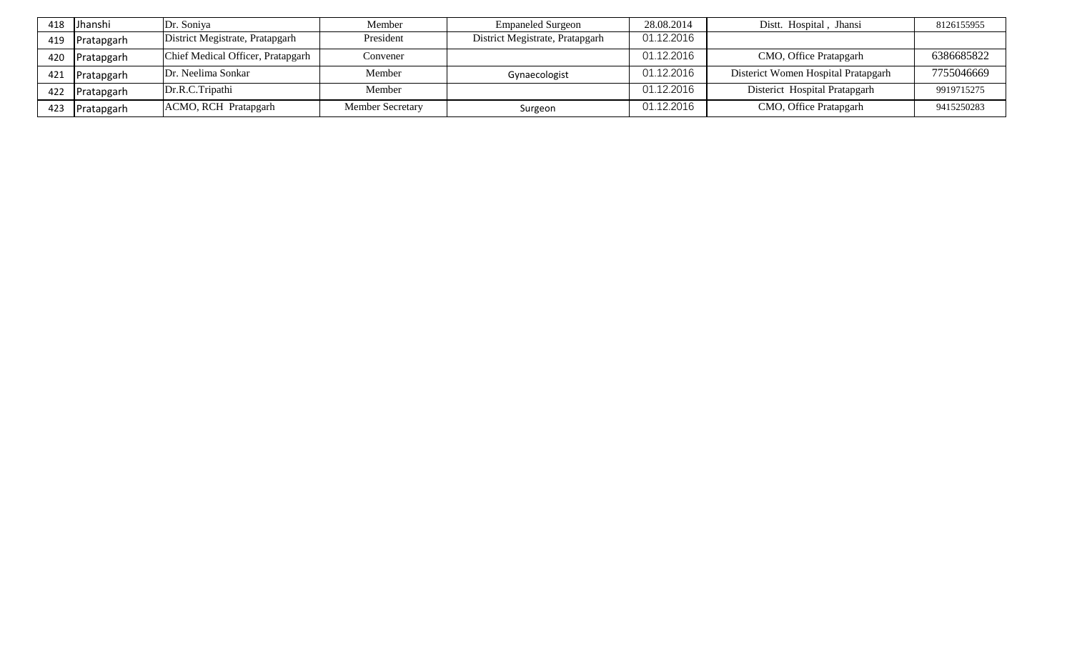| | | | | | | | |
|---|---|---|---|---|---|---|---|
| 418 | Jhanshi | Dr. Soniya | Member | Empaneled Surgeon | 28.08.2014 | Distt. Hospital , Jhansi | 8126155955 |
| 419 | Pratapgarh | District Megistrate, Pratapgarh | President | District Megistrate, Pratapgarh | 01.12.2016 | | |
| 420 | Pratapgarh | Chief Medical Officer, Pratapgarh | Convener | | 01.12.2016 | CMO, Office Pratapgarh | 6386685822 |
| 421 | Pratapgarh | Dr. Neelima Sonkar | Member | Gynaecologist | 01.12.2016 | Disterict Women Hospital Pratapgarh | 7755046669 |
| 422 | Pratapgarh | Dr.R.C.Tripathi | Member | | 01.12.2016 | Disterict Hospital Pratapgarh | 9919715275 |
| 423 | Pratapgarh | ACMO, RCH Pratapgarh | Member Secretary | Surgeon | 01.12.2016 | CMO, Office Pratapgarh | 9415250283 |